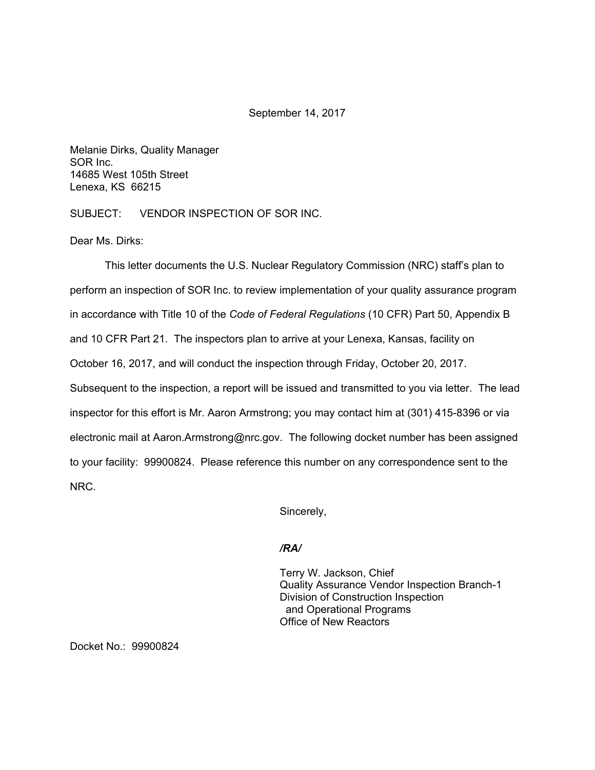September 14, 2017

Melanie Dirks, Quality Manager
SOR Inc.
14685 West 105th Street
Lenexa, KS 66215

SUBJECT: VENDOR INSPECTION OF SOR INC.

Dear Ms. Dirks:

This letter documents the U.S. Nuclear Regulatory Commission (NRC) staff's plan to perform an inspection of SOR Inc. to review implementation of your quality assurance program in accordance with Title 10 of the *Code of Federal Regulations* (10 CFR) Part 50, Appendix B and 10 CFR Part 21. The inspectors plan to arrive at your Lenexa, Kansas, facility on October 16, 2017, and will conduct the inspection through Friday, October 20, 2017. Subsequent to the inspection, a report will be issued and transmitted to you via letter. The lead inspector for this effort is Mr. Aaron Armstrong; you may contact him at (301) 415-8396 or via electronic mail at Aaron.Armstrong@nrc.gov. The following docket number has been assigned to your facility: 99900824. Please reference this number on any correspondence sent to the NRC.

Sincerely,

***/RA/***

Terry W. Jackson, Chief
Quality Assurance Vendor Inspection Branch-1
Division of Construction Inspection
and Operational Programs
Office of New Reactors

Docket No.: 99900824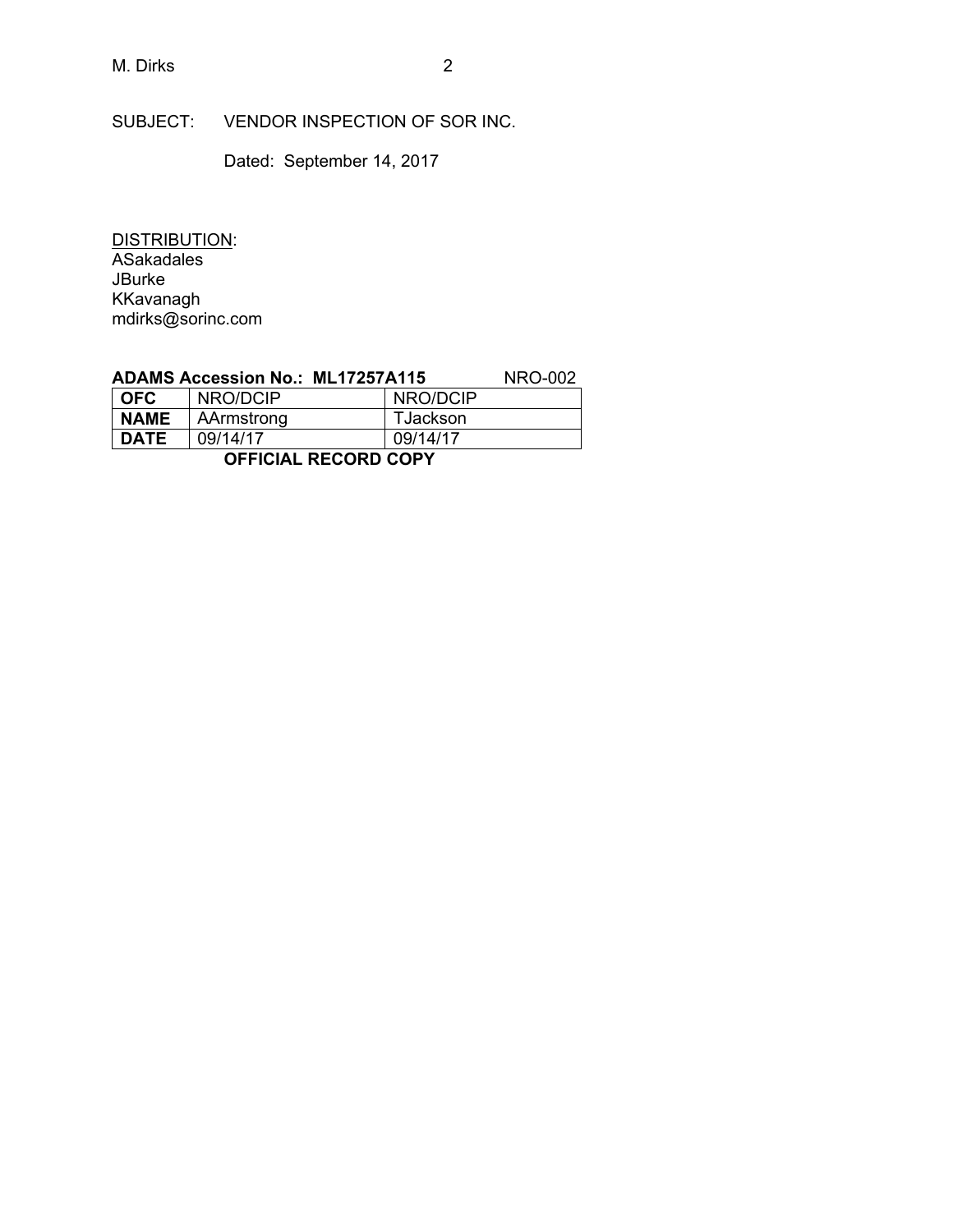SUBJECT: VENDOR INSPECTION OF SOR INC.

Dated: September 14, 2017

DISTRIBUTION:
ASakadales
JBurke
KKavanagh
mdirks@sorinc.com

**ADAMS Accession No.: ML17257A115** NRO-002

| **OFC** | NRO/DCIP | NRO/DCIP |
|---|---|---|
| **NAME** | AArmstrong | TJackson |
| **DATE** | 09/14/17 | 09/14/17 |

**OFFICIAL RECORD COPY**